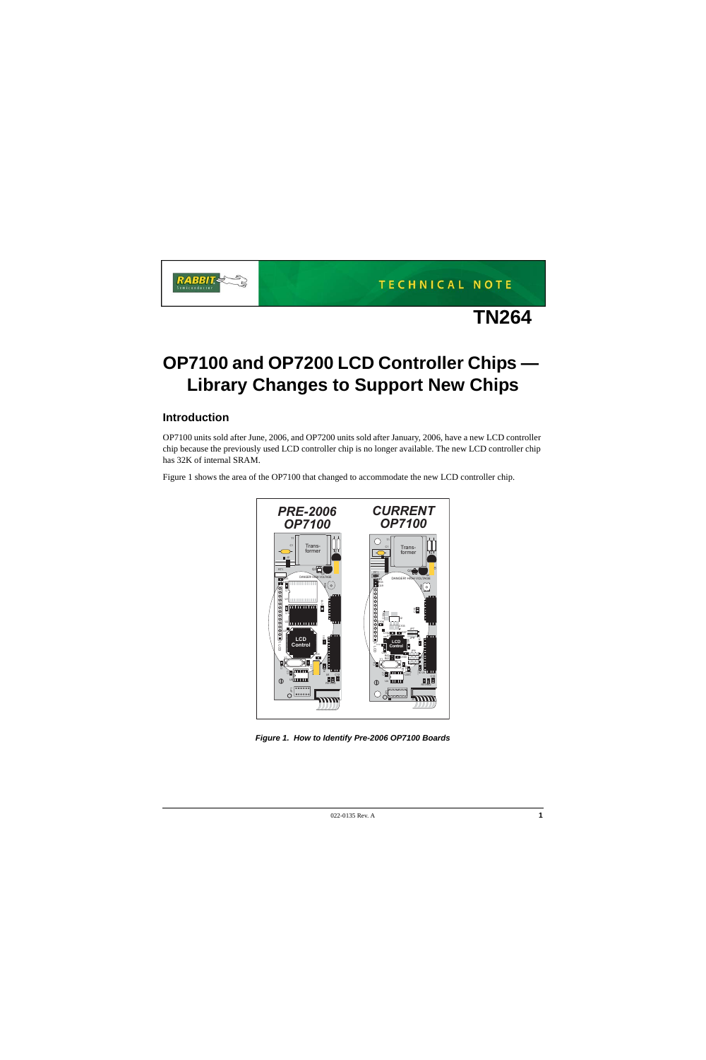TECHNICAL NOTE

TN264

# OP7100 and OP7200 LCD Controller Chips — Library Changes to Support New Chips

## Introduction

OP7100 units sold after June, 2006, and OP7200 units sold after January, 2006, have a new LCD controller chip because the previously used LCD controller chip is no longer available. The new LCD controller chip has 32K of internal SRAM.

Figure 1 shows the area of the OP7100 that changed to accommodate the new LCD controller chip.

*Figure 1. How to Identify Pre-2006 OP7100 Boards*

022-0135 Rev. A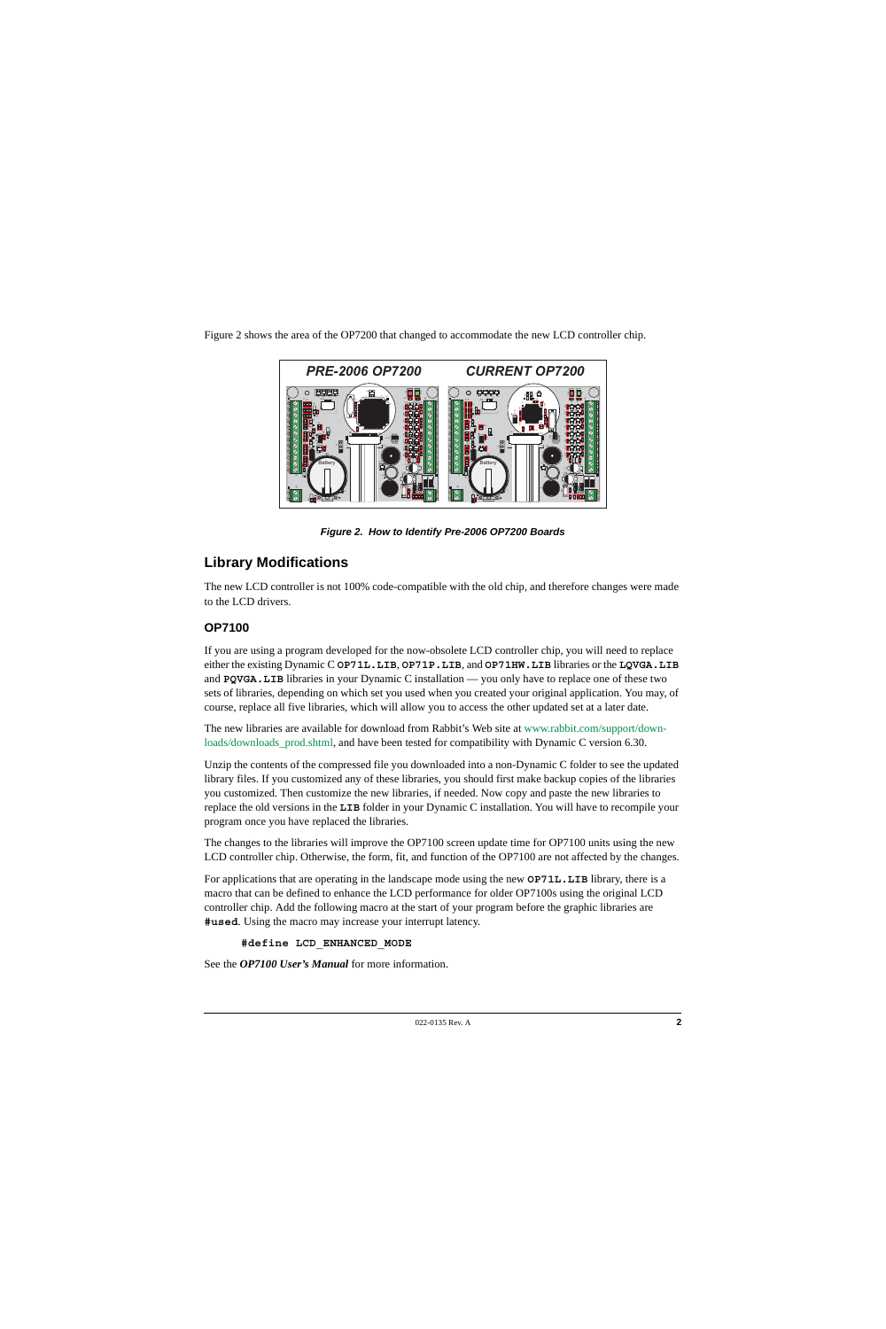Figure 2 shows the area of the OP7200 that changed to accommodate the new LCD controller chip.

*Figure 2. How to Identify Pre-2006 OP7200 Boards*

## Library Modifications

The new LCD controller is not 100% code-compatible with the old chip, and therefore changes were made to the LCD drivers.

### OP7100

If you are using a program developed for the now-obsolete LCD controller chip, you will need to replace either the existing Dynamic C **OP71L.LIB**, **OP71P.LIB**, and **OP71HW.LIB** libraries or the **LQVGA.LIB** and **PQVGA.LIB** libraries in your Dynamic C installation — you only have to replace one of these two sets of libraries, depending on which set you used when you created your original application. You may, of course, replace all five libraries, which will allow you to access the other updated set at a later date.

The new libraries are available for download from Rabbit's Web site at www.rabbit.com/support/downloads/downloads_prod.shtml, and have been tested for compatibility with Dynamic C version 6.30.

Unzip the contents of the compressed file you downloaded into a non-Dynamic C folder to see the updated library files. If you customized any of these libraries, you should first make backup copies of the libraries you customized. Then customize the new libraries, if needed. Now copy and paste the new libraries to replace the old versions in the **LIB** folder in your Dynamic C installation. You will have to recompile your program once you have replaced the libraries.

The changes to the libraries will improve the OP7100 screen update time for OP7100 units using the new LCD controller chip. Otherwise, the form, fit, and function of the OP7100 are not affected by the changes.

For applications that are operating in the landscape mode using the new **OP71L.LIB** library, there is a macro that can be defined to enhance the LCD performance for older OP7100s using the original LCD controller chip. Add the following macro at the start of your program before the graphic libraries are **#used**. Using the macro may increase your interrupt latency.

```
#define LCD_ENHANCED_MODE
```

See the ***OP7100 User's Manual*** for more information.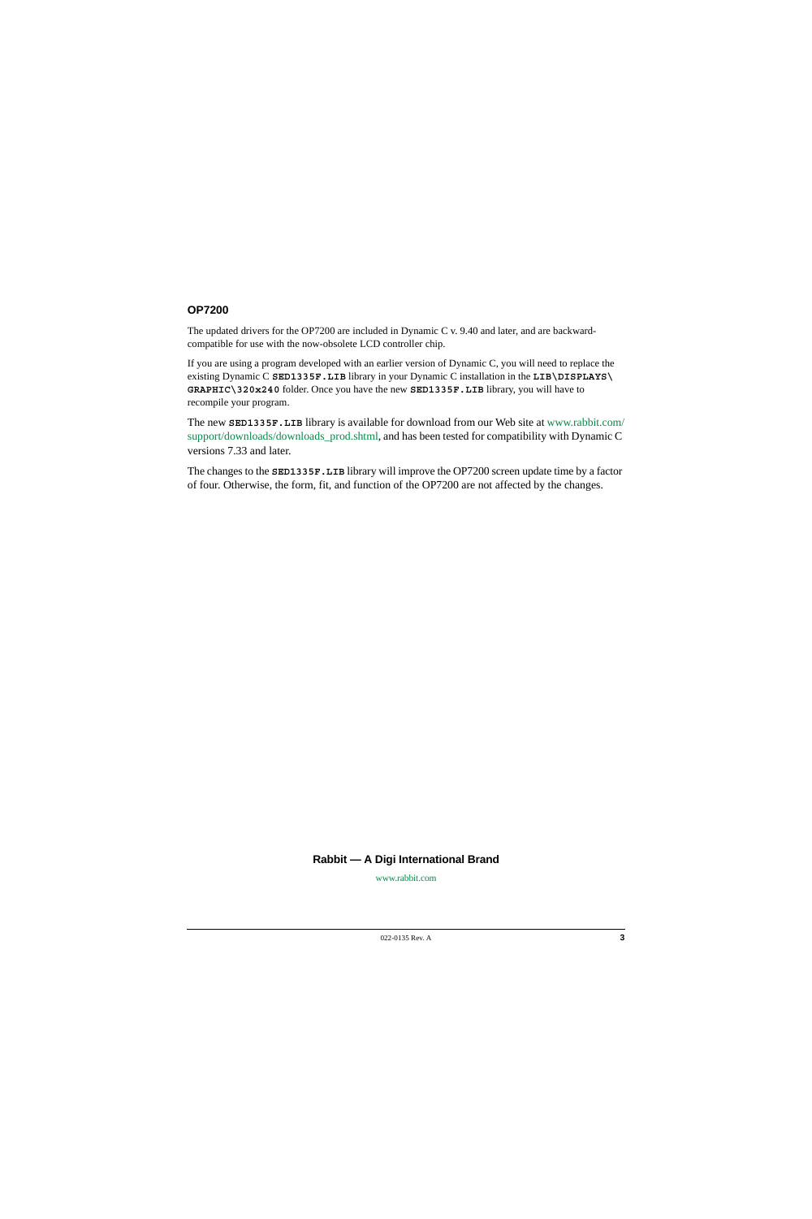## OP7200

The updated drivers for the OP7200 are included in Dynamic C v. 9.40 and later, and are backward-compatible for use with the now-obsolete LCD controller chip.

If you are using a program developed with an earlier version of Dynamic C, you will need to replace the existing Dynamic C **SED1335F.LIB** library in your Dynamic C installation in the **LIB\DISPLAYS\GRAPHIC\320x240** folder. Once you have the new **SED1335F.LIB** library, you will have to recompile your program.

The new **SED1335F.LIB** library is available for download from our Web site at www.rabbit.com/support/downloads/downloads_prod.shtml, and has been tested for compatibility with Dynamic C versions 7.33 and later.

The changes to the **SED1335F.LIB** library will improve the OP7200 screen update time by a factor of four. Otherwise, the form, fit, and function of the OP7200 are not affected by the changes.

**Rabbit — A Digi International Brand**

www.rabbit.com

022-0135 Rev. A